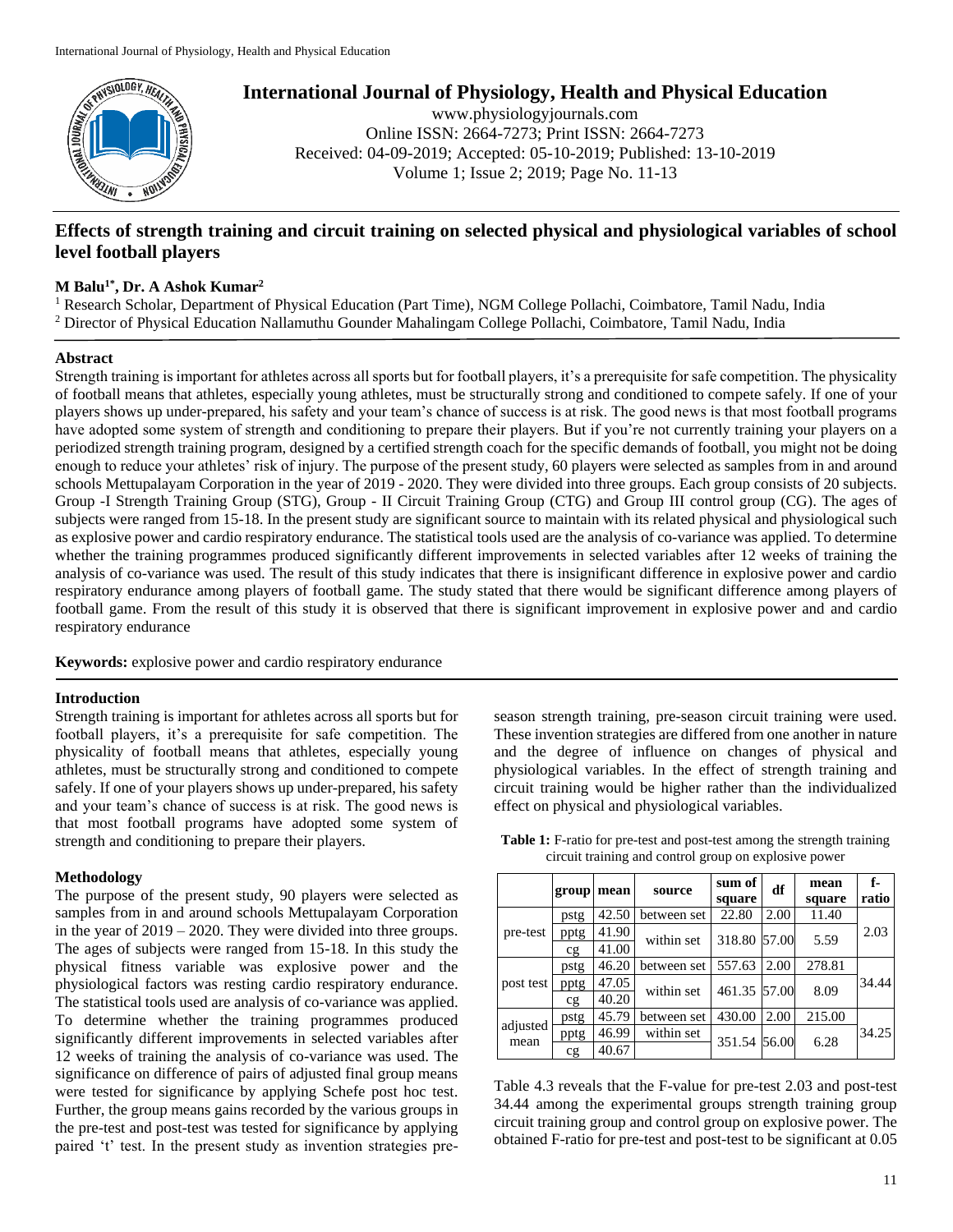# International Journal of Physiology, Health and Physical Education

www.physiologyjournals.com
Online ISSN: 2664-7273; Print ISSN: 2664-7273
Received: 04-09-2019; Accepted: 05-10-2019; Published: 13-10-2019

## Effects of strength training and circuit training on selected physical and physiological variables of school level football players

**M Balu[1*], Dr. A Ashok Kumar[2]**

[1] Research Scholar, Department of Physical Education (Part Time), NGM College Pollachi, Coimbatore, Tamil Nadu, India
[2] Director of Physical Education Nallamuthu Gounder Mahalingam College Pollachi, Coimbatore, Tamil Nadu, India

### Abstract

Strength training is important for athletes across all sports but for football players, it's a prerequisite for safe competition. The physicality of football means that athletes, especially young athletes, must be structurally strong and conditioned to compete safely. If one of your players shows up under-prepared, his safety and your team's chance of success is at risk. The good news is that most football programs have adopted some system of strength and conditioning to prepare their players. But if you're not currently training your players on a periodized strength training program, designed by a certified strength coach for the specific demands of football, you might not be doing enough to reduce your athletes' risk of injury. The purpose of the present study, 60 players were selected as samples from in and around schools Mettupalayam Corporation in the year of 2019 - 2020. They were divided into three groups. Each group consists of 20 subjects. Group -I Strength Training Group (STG), Group - II Circuit Training Group (CTG) and Group III control group (CG). The ages of subjects were ranged from 15-18. In the present study are significant source to maintain with its related physical and physiological such as explosive power and cardio respiratory endurance. The statistical tools used are the analysis of co-variance was applied. To determine whether the training programmes produced significantly different improvements in selected variables after 12 weeks of training the analysis of co-variance was used. The result of this study indicates that there is insignificant difference in explosive power and cardio respiratory endurance among players of football game. The study stated that there would be significant difference among players of football game. From the result of this study it is observed that there is significant improvement in explosive power and and cardio respiratory endurance

**Keywords:** explosive power and cardio respiratory endurance

### Introduction

Strength training is important for athletes across all sports but for football players, it's a prerequisite for safe competition. The physicality of football means that athletes, especially young athletes, must be structurally strong and conditioned to compete safely. If one of your players shows up under-prepared, his safety and your team's chance of success is at risk. The good news is that most football programs have adopted some system of strength and conditioning to prepare their players.

### Methodology

The purpose of the present study, 90 players were selected as samples from in and around schools Mettupalayam Corporation in the year of 2019 – 2020. They were divided into three groups. The ages of subjects were ranged from 15-18. In this study the physical fitness variable was explosive power and the physiological factors was resting cardio respiratory endurance. The statistical tools used are analysis of co-variance was applied. To determine whether the training programmes produced significantly different improvements in selected variables after 12 weeks of training the analysis of co-variance was used. The significance on difference of pairs of adjusted final group means were tested for significance by applying Schefe post hoc test. Further, the group means gains recorded by the various groups in the pre-test and post-test was tested for significance by applying paired 't' test. In the present study as invention strategies pre-season strength training, pre-season circuit training were used. These invention strategies are differed from one another in nature and the degree of influence on changes of physical and physiological variables. In the effect of strength training and circuit training would be higher rather than the individualized effect on physical and physiological variables.

**Table 1:** F-ratio for pre-test and post-test among the strength training circuit training and control group on explosive power

| | group | mean | source | sum of square | df | mean square | f-ratio |
|---|---|---|---|---|---|---|---|
| pre-test | pstg | 42.50 | between set | 22.80 | 2.00 | 11.40 | 2.03 |
| | pptg | 41.90 | within set | 318.80 | 57.00 | 5.59 | |
| | cg | 41.00 | | | | | |
| post test | pstg | 46.20 | between set | 557.63 | 2.00 | 278.81 | 34.44 |
| | pptg | 47.05 | within set | 461.35 | 57.00 | 8.09 | |
| | cg | 40.20 | | | | | |
| adjusted mean | pstg | 45.79 | between set | 430.00 | 2.00 | 215.00 | 34.25 |
| | pptg | 46.99 | within set | 351.54 | 56.00 | 6.28 | |
| | cg | 40.67 | | | | | |

Table 4.3 reveals that the F-value for pre-test 2.03 and post-test 34.44 among the experimental groups strength training group circuit training group and control group on explosive power. The obtained F-ratio for pre-test and post-test to be significant at 0.05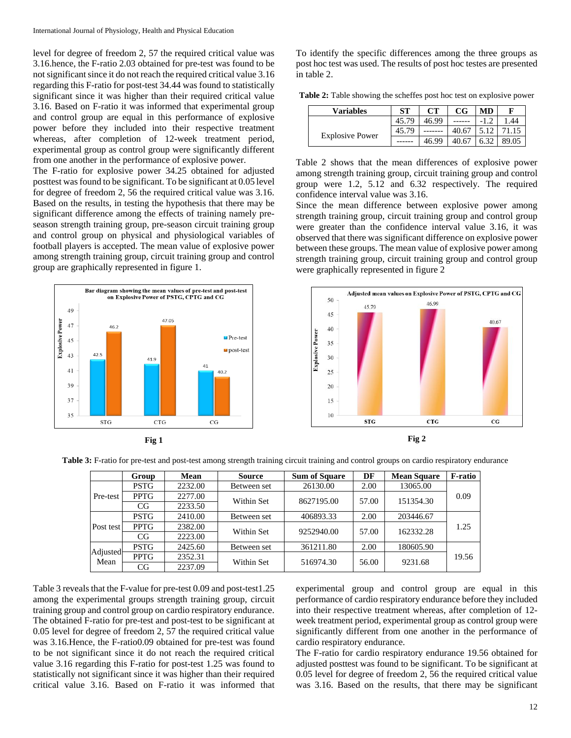level for degree of freedom 2, 57 the required critical value was 3.16.hence, the F-ratio 2.03 obtained for pre-test was found to be not significant since it do not reach the required critical value 3.16 regarding this F-ratio for post-test 34.44 was found to statistically significant since it was higher than their required critical value 3.16. Based on F-ratio it was informed that experimental group and control group are equal in this performance of explosive power before they included into their respective treatment whereas, after completion of 12-week treatment period, experimental group as control group were significantly different from one another in the performance of explosive power.

The F-ratio for explosive power 34.25 obtained for adjusted posttest was found to be significant. To be significant at 0.05 level for degree of freedom 2, 56 the required critical value was 3.16. Based on the results, in testing the hypothesis that there may be significant difference among the effects of training namely pre-season strength training group, pre-season circuit training group and control group on physical and physiological variables of football players is accepted. The mean value of explosive power among strength training group, circuit training group and control group are graphically represented in figure 1.

Fig 1

To identify the specific differences among the three groups as post hoc test was used. The results of post hoc testes are presented in table 2.

**Table 2:** Table showing the scheffes post hoc test on explosive power

| Variables | ST | CT | CG | MD | F |
|---|---|---|---|---|---|
| Explosive Power | 45.79 | 46.99 | ------ | -1.2 | 1.44 |
| | 45.79 | ------- | 40.67 | 5.12 | 71.15 |
| | ------ | 46.99 | 40.67 | 6.32 | 89.05 |

Table 2 shows that the mean differences of explosive power among strength training group, circuit training group and control group were 1.2, 5.12 and 6.32 respectively. The required confidence interval value was 3.16.

Since the mean difference between explosive power among strength training group, circuit training group and control group were greater than the confidence interval value 3.16, it was observed that there was significant difference on explosive power between these groups. The mean value of explosive power among strength training group, circuit training group and control group were graphically represented in figure 2

Fig 2

**Table 3:** F-ratio for pre-test and post-test among strength training circuit training and control groups on cardio respiratory endurance

| | Group | Mean | Source | Sum of Square | DF | Mean Square | F-ratio |
|---|---|---|---|---|---|---|---|
| Pre-test | PSTG | 2232.00 | Between set | 26130.00 | 2.00 | 13065.00 | 0.09 |
| | PPTG | 2277.00 | Within Set | 8627195.00 | 57.00 | 151354.30 | |
| | CG | 2233.50 | | | | | |
| Post test | PSTG | 2410.00 | Between set | 406893.33 | 2.00 | 203446.67 | 1.25 |
| | PPTG | 2382.00 | Within Set | 9252940.00 | 57.00 | 162332.28 | |
| | CG | 2223.00 | | | | | |
| Adjusted Mean | PSTG | 2425.60 | Between set | 361211.80 | 2.00 | 180605.90 | 19.56 |
| | PPTG | 2352.31 | Within Set | 516974.30 | 56.00 | 9231.68 | |
| | CG | 2237.09 | | | | | |

Table 3 reveals that the F-value for pre-test 0.09 and post-test1.25 among the experimental groups strength training group, circuit training group and control group on cardio respiratory endurance. The obtained F-ratio for pre-test and post-test to be significant at 0.05 level for degree of freedom 2, 57 the required critical value was 3.16.Hence, the F-ratio0.09 obtained for pre-test was found to be not significant since it do not reach the required critical value 3.16 regarding this F-ratio for post-test 1.25 was found to statistically not significant since it was higher than their required critical value 3.16. Based on F-ratio it was informed that experimental group and control group are equal in this performance of cardio respiratory endurance before they included into their respective treatment whereas, after completion of 12-week treatment period, experimental group as control group were significantly different from one another in the performance of cardio respiratory endurance.

The F-ratio for cardio respiratory endurance 19.56 obtained for adjusted posttest was found to be significant. To be significant at 0.05 level for degree of freedom 2, 56 the required critical value was 3.16. Based on the results, that there may be significant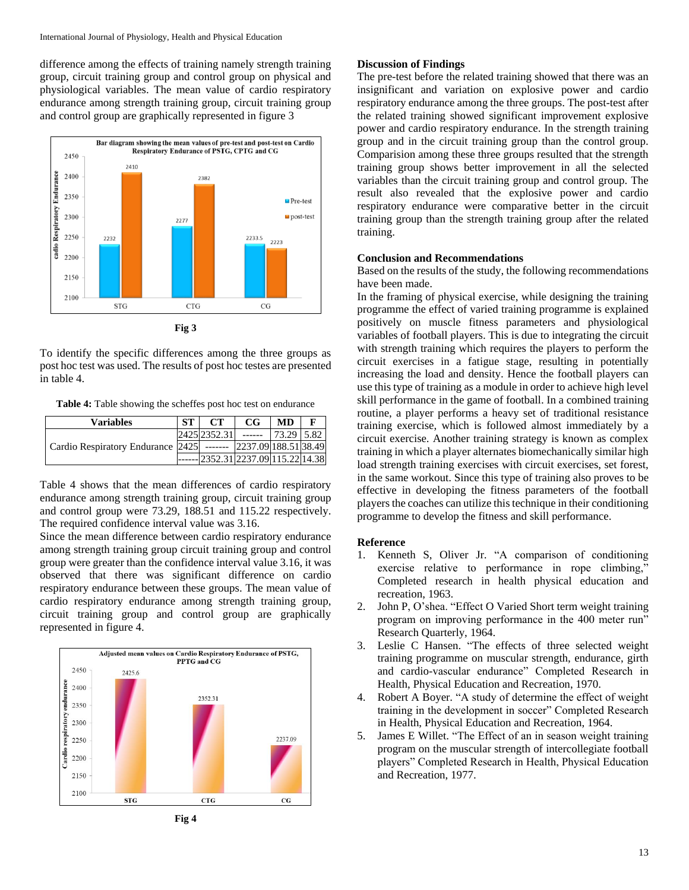difference among the effects of training namely strength training group, circuit training group and control group on physical and physiological variables. The mean value of cardio respiratory endurance among strength training group, circuit training group and control group are graphically represented in figure 3

Bar diagram showing the mean values of pre-test and post-test on Cardio Respiratory Endurance of PSTG, CPTG and CG

cadio Respiratory Endurance

2450
2400
2350
2300
2250
2200
2150
2100

2232
2410
2277
2382
2233.5
2223

STG
CTG
CG

Pre-test
post-test

**Fig 3**

To identify the specific differences among the three groups as post hoc test was used. The results of post hoc testes are presented in table 4.

**Table 4:** Table showing the scheffes post hoc test on endurance

| Variables | ST | CT | CG | MD | F |
|---|---|---|---|---|---|
| Cardio Respiratory Endurance | 2425 | 2352.31 | ------ | 73.29 | 5.82 |
| | 2425 | ------- | 2237.09 | 188.51 | 38.49 |
| | ------ | 2352.31 | 2237.09 | 115.22 | 14.38 |

Table 4 shows that the mean differences of cardio respiratory endurance among strength training group, circuit training group and control group were 73.29, 188.51 and 115.22 respectively. The required confidence interval value was 3.16.

Since the mean difference between cardio respiratory endurance among strength training group circuit training group and control group were greater than the confidence interval value 3.16, it was observed that there was significant difference on cardio respiratory endurance between these groups. The mean value of cardio respiratory endurance among strength training group, circuit training group and control group are graphically represented in figure 4.

Adjusted mean values on Cardio Respiratory Endurance of PSTG, PPTG and CG

Cardio respiratory endurance

2450
2400
2350
2300
2250
2200
2150
2100

2425.6
2352.31
2237.09

STG
CTG
CG

**Fig 4**

**Discussion of Findings**

The pre-test before the related training showed that there was an insignificant and variation on explosive power and cardio respiratory endurance among the three groups. The post-test after the related training showed significant improvement explosive power and cardio respiratory endurance. In the strength training group and in the circuit training group than the control group. Comparision among these three groups resulted that the strength training group shows better improvement in all the selected variables than the circuit training group and control group. The result also revealed that the explosive power and cardio respiratory endurance were comparative better in the circuit training group than the strength training group after the related training.

**Conclusion and Recommendations**

Based on the results of the study, the following recommendations have been made.

In the framing of physical exercise, while designing the training programme the effect of varied training programme is explained positively on muscle fitness parameters and physiological variables of football players. This is due to integrating the circuit with strength training which requires the players to perform the circuit exercises in a fatigue stage, resulting in potentially increasing the load and density. Hence the football players can use this type of training as a module in order to achieve high level skill performance in the game of football. In a combined training routine, a player performs a heavy set of traditional resistance training exercise, which is followed almost immediately by a circuit exercise. Another training strategy is known as complex training in which a player alternates biomechanically similar high load strength training exercises with circuit exercises, set forest, in the same workout. Since this type of training also proves to be effective in developing the fitness parameters of the football players the coaches can utilize this technique in their conditioning programme to develop the fitness and skill performance.

**Reference**

1. Kenneth S, Oliver Jr. "A comparison of conditioning exercise relative to performance in rope climbing," Completed research in health physical education and recreation, 1963.
2. John P, O'shea. "Effect O Varied Short term weight training program on improving performance in the 400 meter run" Research Quarterly, 1964.
3. Leslie C Hansen. "The effects of three selected weight training programme on muscular strength, endurance, girth and cardio-vascular endurance" Completed Research in Health, Physical Education and Recreation, 1970.
4. Robert A Boyer. "A study of determine the effect of weight training in the development in soccer" Completed Research in Health, Physical Education and Recreation, 1964.
5. James E Willet. "The Effect of an in season weight training program on the muscular strength of intercollegiate football players" Completed Research in Health, Physical Education and Recreation, 1977.